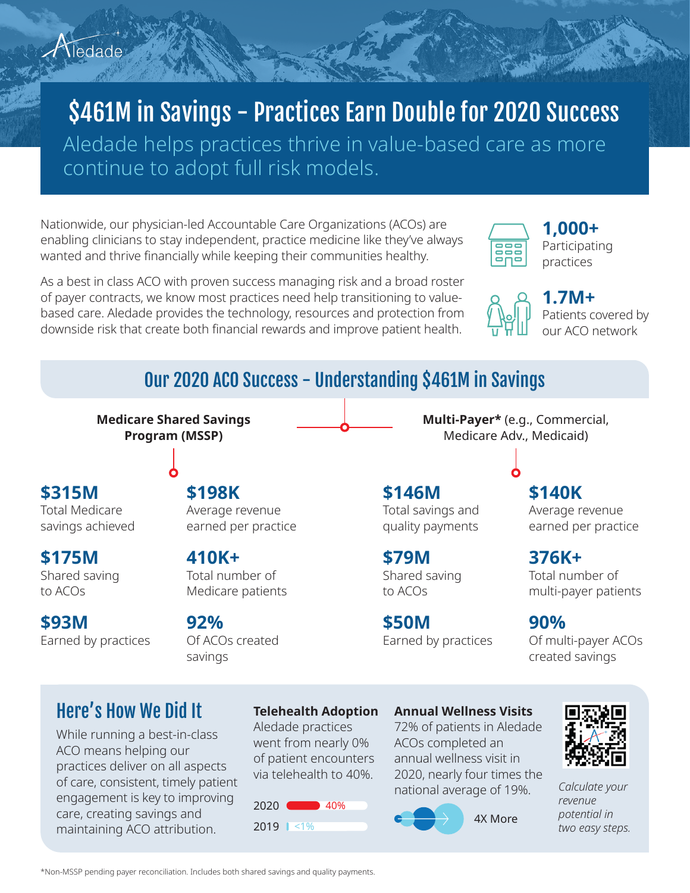Aledade

# $461M in Savings - Practices Earn Double for 2020 Success

Aledade helps practices thrive in value-based care as more continue to adopt full risk models.

Nationwide, our physician-led Accountable Care Organizations (ACOs) are enabling clinicians to stay independent, practice medicine like they've always wanted and thrive financially while keeping their communities healthy.

As a best in class ACO with proven success managing risk and a broad roster of payer contracts, we know most practices need help transitioning to value-based care. Aledade provides the technology, resources and protection from downside risk that create both financial rewards and improve patient health.

**1,000+**
Participating practices

**1.7M+**
Patients covered by our ACO network

## Our 2020 ACO Success - Understanding $461M in Savings

### Medicare Shared Savings Program (MSSP)

**$315M**
Total Medicare savings achieved

**$175M**
Shared saving to ACOs

**$93M**
Earned by practices

**$198K**
Average revenue earned per practice

**410K+**
Total number of Medicare patients

**92%**
Of ACOs created savings

### Multi-Payer* (e.g., Commercial, Medicare Adv., Medicaid)

**$146M**
Total savings and quality payments

**$79M**
Shared saving to ACOs

**$50M**
Earned by practices

**$140K**
Average revenue earned per practice

**376K+**
Total number of multi-payer patients

**90%**
Of multi-payer ACOs created savings

## Here's How We Did It

While running a best-in-class ACO means helping our practices deliver on all aspects of care, consistent, timely patient engagement is key to improving care, creating savings and maintaining ACO attribution.

**Telehealth Adoption**
Aledade practices went from nearly 0% of patient encounters via telehealth to 40%.

2020 40%
2019 <1%

**Annual Wellness Visits**
72% of patients in Aledade ACOs completed an annual wellness visit in 2020, nearly four times the national average of 19%.

4X More

*Calculate your revenue potential in two easy steps.*

*Non-MSSP pending payer reconciliation. Includes both shared savings and quality payments.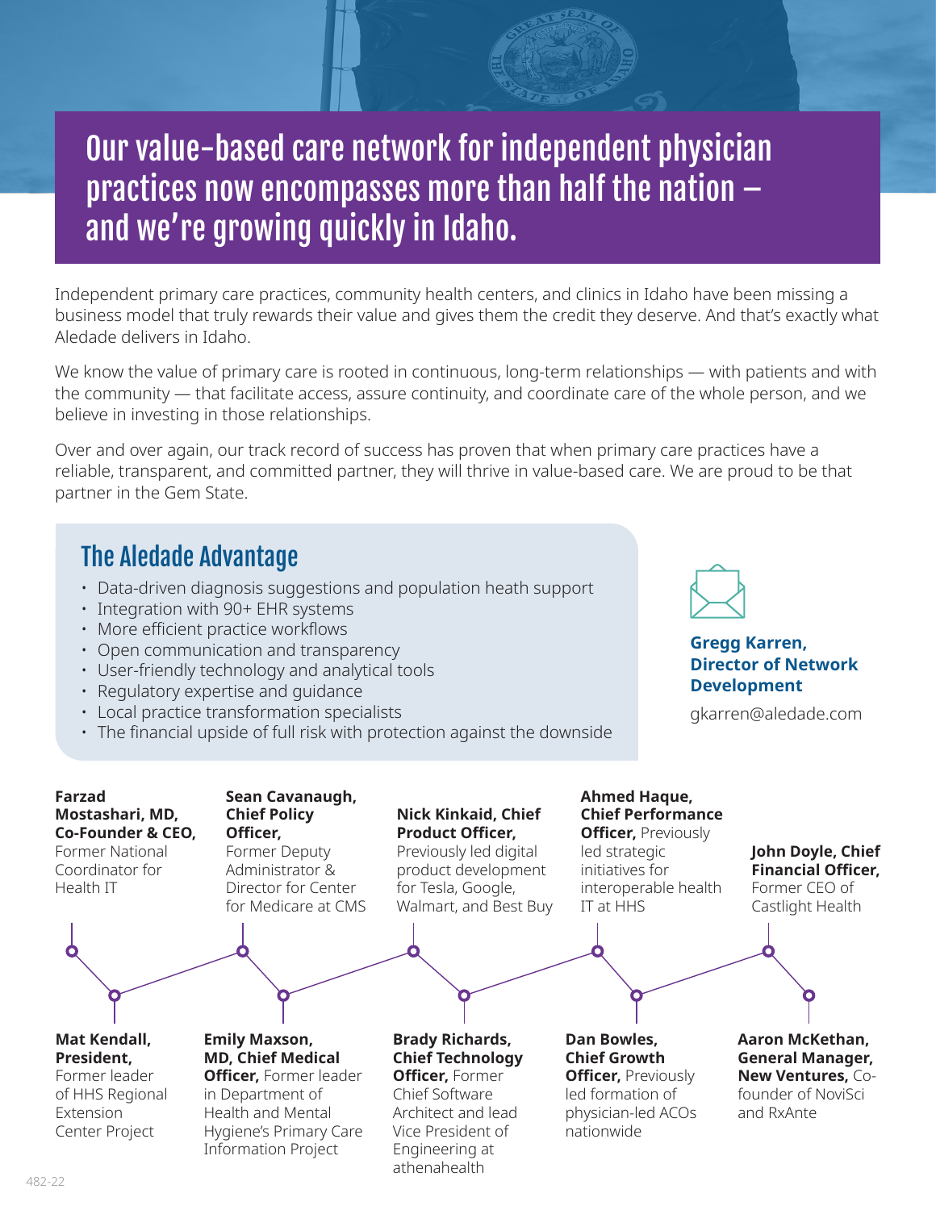# Our value-based care network for independent physician practices now encompasses more than half the nation — and we're growing quickly in Idaho.

Independent primary care practices, community health centers, and clinics in Idaho have been missing a business model that truly rewards their value and gives them the credit they deserve. And that's exactly what Aledade delivers in Idaho.

We know the value of primary care is rooted in continuous, long-term relationships — with patients and with the community — that facilitate access, assure continuity, and coordinate care of the whole person, and we believe in investing in those relationships.

Over and over again, our track record of success has proven that when primary care practices have a reliable, transparent, and committed partner, they will thrive in value-based care. We are proud to be that partner in the Gem State.

## The Aledade Advantage

- Data-driven diagnosis suggestions and population heath support
- Integration with 90+ EHR systems
- More efficient practice workflows
- Open communication and transparency
- User-friendly technology and analytical tools
- Regulatory expertise and guidance
- Local practice transformation specialists
- The financial upside of full risk with protection against the downside

**Gregg Karren, Director of Network Development**

gkarren@aledade.com

**Farzad Mostashari, MD, Co-Founder & CEO,** Former National Coordinator for Health IT

**Mat Kendall, President,** Former leader of HHS Regional Extension Center Project

**Sean Cavanaugh, Chief Policy Officer,** Former Deputy Administrator & Director for Center for Medicare at CMS

**Emily Maxson, MD, Chief Medical Officer,** Former leader in Department of Health and Mental Hygiene's Primary Care Information Project

**Nick Kinkaid, Chief Product Officer,** Previously led digital product development for Tesla, Google, Walmart, and Best Buy

**Brady Richards, Chief Technology Officer,** Former Chief Software Architect and lead Vice President of Engineering at athenahealth

**Ahmed Haque, Chief Performance Officer,** Previously led strategic initiatives for interoperable health IT at HHS

**Dan Bowles, Chief Growth Officer,** Previously led formation of physician-led ACOs nationwide

**John Doyle, Chief Financial Officer,** Former CEO of Castlight Health

**Aaron McKethan, General Manager, New Ventures,** Co-founder of NoviSci and RxAnte

482-22